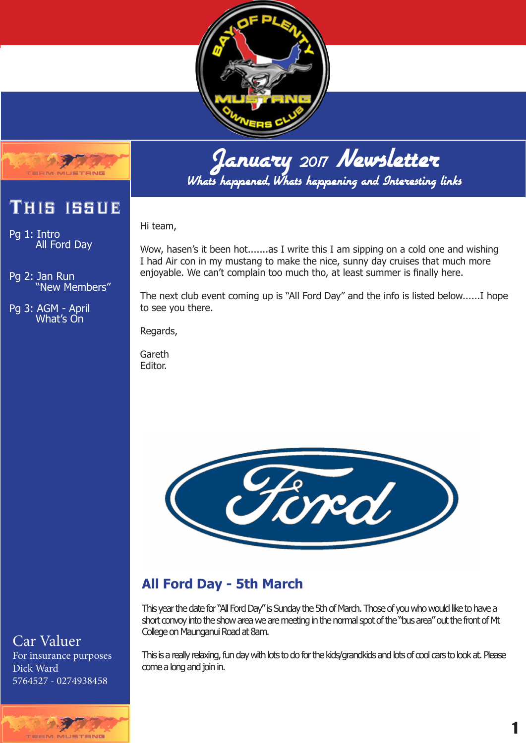# January 2017 Newsletter

*Whats happened, Whats happening and Interesting links*

## THIS ISSUE

Pg 1: Intro
All Ford Day

Pg 2: Jan Run
"New Members"

Pg 3: AGM - April
What's On

Car Valuer
For insurance purposes
Dick Ward
5764527 - 0274938458

Hi team,

Wow, hasen's it been hot.......as I write this I am sipping on a cold one and wishing I had Air con in my mustang to make the nice, sunny day cruises that much more enjoyable. We can't complain too much tho, at least summer is finally here.

The next club event coming up is "All Ford Day" and the info is listed below......I hope to see you there.

Regards,

Gareth
Editor.

## All Ford Day - 5th March

This year the date for "All Ford Day" is Sunday the 5th of March. Those of you who would like to have a short convoy into the show area we are meeting in the normal spot of the "bus area" out the front of Mt College on Maunganui Road at 8am.

This is a really relaxing, fun day with lots to do for the kids/grandkids and lots of cool cars to look at. Please come a long and join in.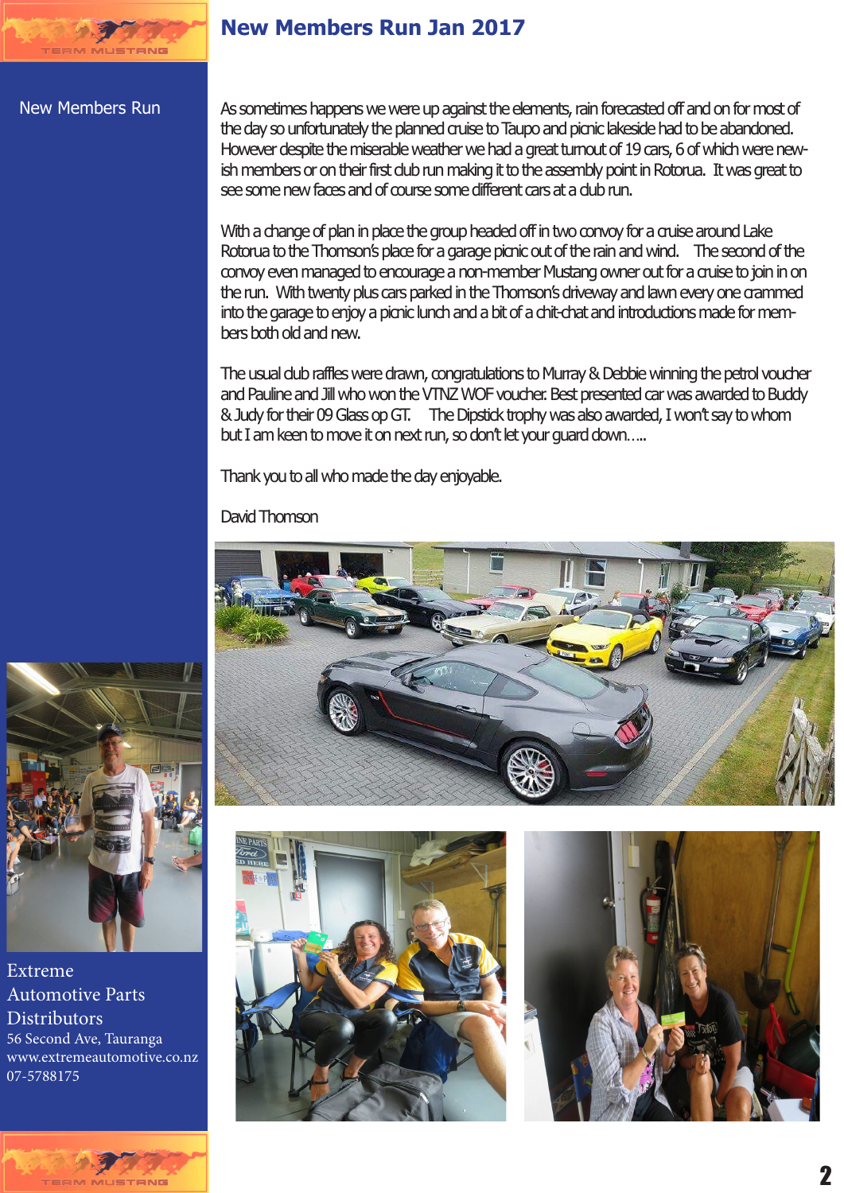# New Members Run Jan 2017

New Members Run

As sometimes happens we were up against the elements, rain forecasted off and on for most of the day so unfortunately the planned cruise to Taupo and picnic lakeside had to be abandoned. However despite the miserable weather we had a great turnout of 19 cars, 6 of which were new-ish members or on their first club run making it to the assembly point in Rotorua. It was great to see some new faces and of course some different cars at a club run.

With a change of plan in place the group headed off in two convoy for a cruise around Lake Rotorua to the Thomson's place for a garage picnic out of the rain and wind. The second of the convoy even managed to encourage a non-member Mustang owner out for a cruise to join in on the run. With twenty plus cars parked in the Thomson's driveway and lawn every one crammed into the garage to enjoy a picnic lunch and a bit of a chit-chat and introductions made for members both old and new.

The usual club raffles were drawn, congratulations to Murray & Debbie winning the petrol voucher and Pauline and Jill who won the VTNZ WOF voucher. Best presented car was awarded to Buddy & Judy for their 09 Glass op GT. The Dipstick trophy was also awarded, I won't say to whom but I am keen to move it on next run, so don't let your guard down…..

Thank you to all who made the day enjoyable.

David Thomson

Extreme Automotive Parts Distributors
56 Second Ave, Tauranga
www.extremeautomotive.co.nz
07-5788175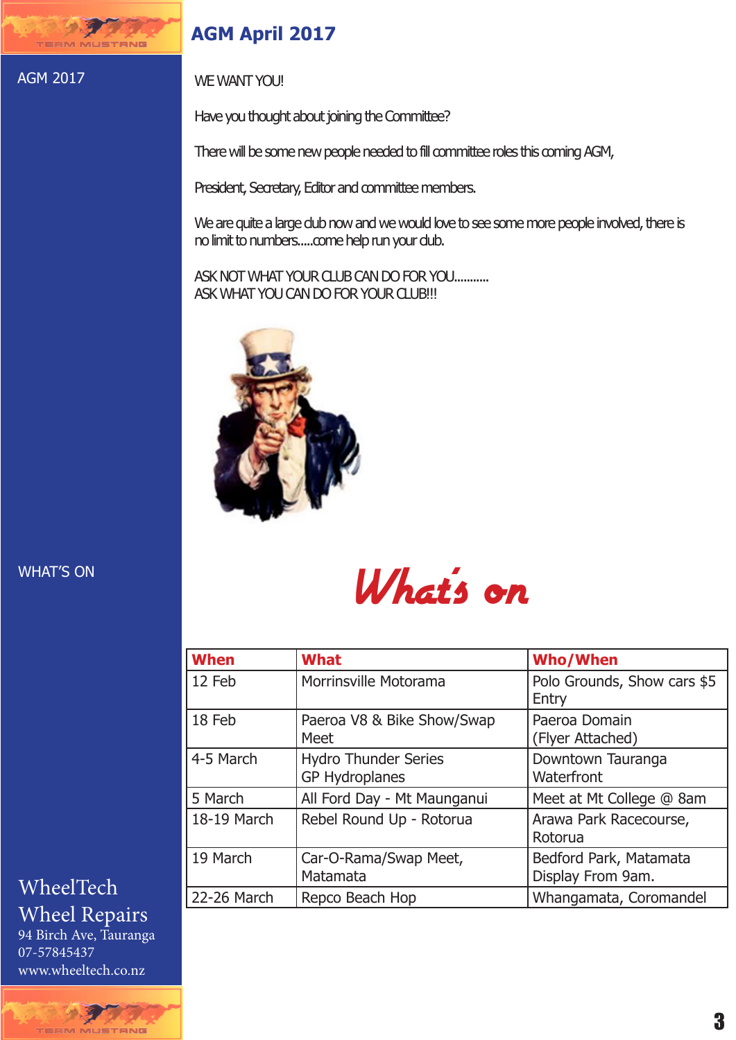AGM 2017

## AGM April 2017

WE WANT YOU!

Have you thought about joining the Committee?

There will be some new people needed to fill committee roles this coming AGM,

President, Secretary, Editor and committee members.

We are quite a large club now and we would love to see some more people involved, there is no limit to numbers.....come help run your club.

ASK NOT WHAT YOUR CLUB CAN DO FOR YOU..........
ASK WHAT YOU CAN DO FOR YOUR CLUB!!!

WHAT'S ON

## What's on

| When | What | Who/When |
|---|---|---|
| 12 Feb | Morrinsville Motorama | Polo Grounds, Show cars $5 Entry |
| 18 Feb | Paeroa V8 & Bike Show/Swap Meet | Paeroa Domain (Flyer Attached) |
| 4-5 March | Hydro Thunder Series GP Hydroplanes | Downtown Tauranga Waterfront |
| 5 March | All Ford Day - Mt Maunganui | Meet at Mt College @ 8am |
| 18-19 March | Rebel Round Up - Rotorua | Arawa Park Racecourse, Rotorua |
| 19 March | Car-O-Rama/Swap Meet, Matamata | Bedford Park, Matamata Display From 9am. |
| 22-26 March | Repco Beach Hop | Whangamata, Coromandel |

WheelTech
Wheel Repairs
94 Birch Ave, Tauranga
07-57845437
www.wheeltech.co.nz